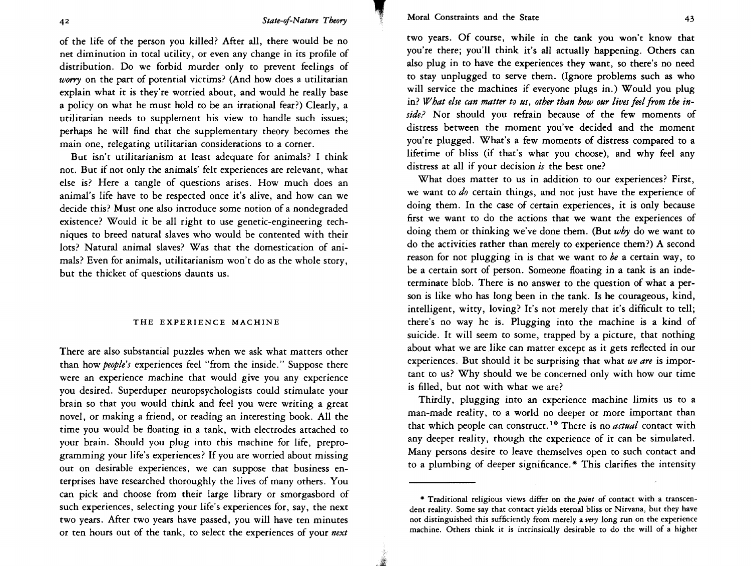of the life of the person you killed? After all, there would be no net diminution in total utility, or even any change in its profile of distribution. Do we forbid murder only to prevent feelings of *worry* on the part of potential victims? (And how does a utilitarian explain what it is they're worried about, and would he really base a policy on what he must hold to be an irrational fear?) Clearly, a utilitarian needs to supplement his view to handle such issues; perhaps he will find that the supplementary theory becomes the main one, relegating utilitarian considerations to a corner.

But isn't utilitarianism at least adequate for animals? I think not. But if not only the animals' felt experiences are relevant, what else is? Here a tangle of questions arises. How much does an animal's life have to be respected once it's alive, and how can we decide this? Must one also introduce some notion of a nondegraded existence? Would it be all right to use genetic-engineering techniques to breed natural slaves who would be contented with their lots? Natural animal slaves? Was that the domestication of animals? Even for animals, utilitarianism won't do as the whole story, but the thicket of questions daunts us.

## THE EXPERIENCE MACHINE

There are also substantial puzzles when we ask what matters other than how *people's* experiences feel "from the inside." Suppose there were an experience machine that would give you any experience you desired. Superduper neuropsychologists could stimulate your brain so that you would think and feel you were writing a great novel, or making a friend, or reading an interesting book. All the time you would be floating in a tank, with electrodes attached to your brain. Should you plug into this machine for life, preprogramming your life's experiences? If you are worried about missing out on desirable experiences, we can suppose that business enterprises have researched thoroughly the lives of many others. You can pick and choose from their large library or smorgasbord of such experiences, selecting your life's experiences for, say, the next two years. After two years have passed, you will have ten minutes or ten hours out of the tank, to select the experiences of your *next* two years. Of course, while in the tank you won't know that you're there; you'll think it's all actually happening. Others can also plug in to have the experiences they want, so there's no need to stay unplugged to serve them. (Ignore problems such as who will service the machines if everyone plugs in.) Would you plug in? *What else can matter to us, other than how our lives feel from the inside?* Nor should you refrain because of the few moments of distress between the moment you've decided and the moment you're plugged. What's a few moments of distress compared to a lifetime of bliss (if that's what you choose), and why feel any distress at all if your decision *is* the best one?

What does matter to us in addition to our experiences? First, we want to *do* certain things, and not just have the experience of doing them. In the case of certain experiences, it is only because first we want to do the actions that we want the experiences of doing them or thinking we've done them. (But *why* do we want to do the activities rather than merely to experience them?) A second reason for not plugging in is that we want to *be* a certain way, to be a certain sort of person. Someone floating in a tank is an indeterminate blob. There is no answer to the question of what a person is like who has long been in the tank. Is he courageous, kind, intelligent, witty, loving? It's not merely that it's difficult to tell; there's no way he is. Plugging into the machine is a kind of suicide. It will seem to some, trapped by a picture, that nothing about what we are like can matter except as it gets reflected in our experiences. But should it be surprising that what *we are* is important to us? Why should we be concerned only with how our time is filled, but not with what we are?

Thirdly, plugging into an experience machine limits us to a man-made reality, to a world no deeper or more important than that which people can construct.[10] There is no *actual* contact with any deeper reality, though the experience of it can be simulated. Many persons desire to leave themselves open to such contact and to a plumbing of deeper significance.* This clarifies the intensity

---

\* Traditional religious views differ on the *point* of contact with a transcendent reality. Some say that contact yields eternal bliss or Nirvana, but they have not distinguished this sufficiently from merely a *very* long run on the experience machine. Others think it is intrinsically desirable to do the will of a higher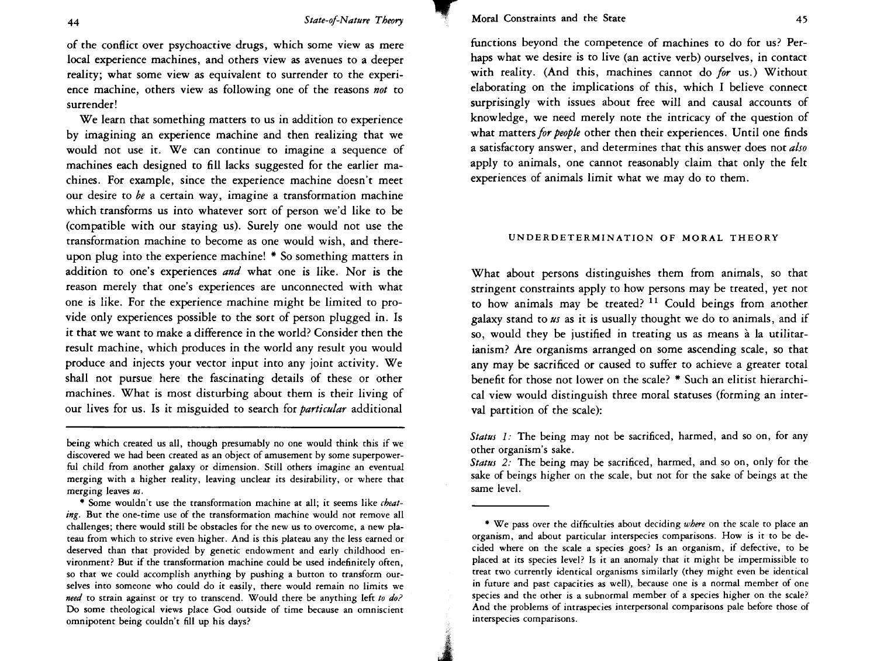of the conflict over psychoactive drugs, which some view as mere local experience machines, and others view as avenues to a deeper reality; what some view as equivalent to surrender to the experience machine, others view as following one of the reasons *not* to surrender!

We learn that something matters to us in addition to experience by imagining an experience machine and then realizing that we would not use it. We can continue to imagine a sequence of machines each designed to fill lacks suggested for the earlier machines. For example, since the experience machine doesn't meet our desire to *be* a certain way, imagine a transformation machine which transforms us into whatever sort of person we'd like to be (compatible with our staying us). Surely one would not use the transformation machine to become as one would wish, and thereupon plug into the experience machine! * So something matters in addition to one's experiences *and* what one is like. Nor is the reason merely that one's experiences are unconnected with what one is like. For the experience machine might be limited to provide only experiences possible to the sort of person plugged in. Is it that we want to make a difference in the world? Consider then the result machine, which produces in the world any result you would produce and injects your vector input into any joint activity. We shall not pursue here the fascinating details of these or other machines. What is most disturbing about them is their living of our lives for us. Is it misguided to search for *particular* additional functions beyond the competence of machines to do for us? Perhaps what we desire is to live (an active verb) ourselves, in contact with reality. (And this, machines cannot do *for* us.) Without elaborating on the implications of this, which I believe connect surprisingly with issues about free will and causal accounts of knowledge, we need merely note the intricacy of the question of what matters *for people* other then their experiences. Until one finds a satisfactory answer, and determines that this answer does not *also* apply to animals, one cannot reasonably claim that only the felt experiences of animals limit what we may do to them.

being which created us all, though presumably no one would think this if we discovered we had been created as an object of amusement by some superpowerful child from another galaxy or dimension. Still others imagine an eventual merging with a higher reality, leaving unclear its desirability, or where that merging leaves *us*.

\* Some wouldn't use the transformation machine at all; it seems like *cheating*. But the one-time use of the transformation machine would not remove all challenges; there would still be obstacles for the new us to overcome, a new plateau from which to strive even higher. And is this plateau any the less earned or deserved than that provided by genetic endowment and early childhood environment? But if the transformation machine could be used indefinitely often, so that we could accomplish anything by pushing a button to transform ourselves into someone who could do it easily, there would remain no limits we *need* to strain against or try to transcend. Would there be anything left *to do?* Do some theological views place God outside of time because an omniscient omnipotent being couldn't fill up his days?

## UNDERDETERMINATION OF MORAL THEORY

What about persons distinguishes them from animals, so that stringent constraints apply to how persons may be treated, yet not to how animals may be treated? [11] Could beings from another galaxy stand to *us* as it is usually thought we do to animals, and if so, would they be justified in treating us as means à la utilitarianism? Are organisms arranged on some ascending scale, so that any may be sacrificed or caused to suffer to achieve a greater total benefit for those not lower on the scale? * Such an elitist hierarchical view would distinguish three moral statuses (forming an interval partition of the scale):

*Status 1:* The being may not be sacrificed, harmed, and so on, for any other organism's sake.
*Status 2:* The being may be sacrificed, harmed, and so on, only for the sake of beings higher on the scale, but not for the sake of beings at the same level.

\* We pass over the difficulties about deciding *where* on the scale to place an organism, and about particular interspecies comparisons. How is it to be decided where on the scale a species goes? Is an organism, if defective, to be placed at its species level? Is it an anomaly that it might be impermissible to treat two currently identical organisms similarly (they might even be identical in future and past capacities as well), because one is a normal member of one species and the other is a subnormal member of a species higher on the scale? And the problems of intraspecies interpersonal comparisons pale before those of interspecies comparisons.